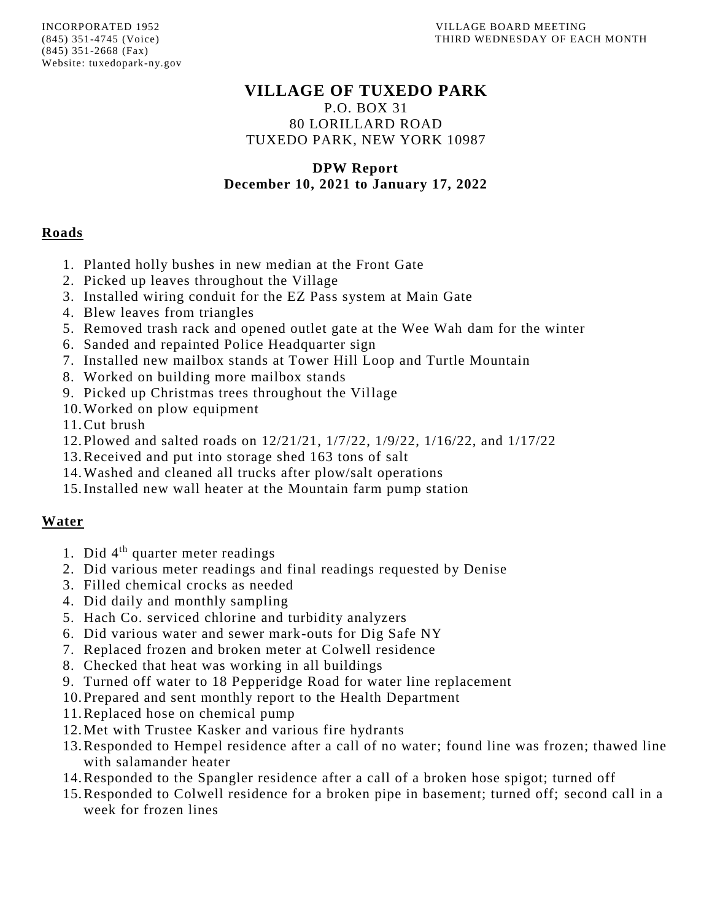INCORPORATED 1952
(845) 351-4745 (Voice)
(845) 351-2668 (Fax)
Website: tuxedopark-ny.gov

VILLAGE BOARD MEETING
THIRD WEDNESDAY OF EACH MONTH

# VILLAGE OF TUXEDO PARK

P.O. BOX 31
80 LORILLARD ROAD
TUXEDO PARK, NEW YORK 10987

**DPW Report**
**December 10, 2021 to January 17, 2022**

## Roads

1. Planted holly bushes in new median at the Front Gate
2. Picked up leaves throughout the Village
3. Installed wiring conduit for the EZ Pass system at Main Gate
4. Blew leaves from triangles
5. Removed trash rack and opened outlet gate at the Wee Wah dam for the winter
6. Sanded and repainted Police Headquarter sign
7. Installed new mailbox stands at Tower Hill Loop and Turtle Mountain
8. Worked on building more mailbox stands
9. Picked up Christmas trees throughout the Village
10. Worked on plow equipment
11. Cut brush
12. Plowed and salted roads on 12/21/21, 1/7/22, 1/9/22, 1/16/22, and 1/17/22
13. Received and put into storage shed 163 tons of salt
14. Washed and cleaned all trucks after plow/salt operations
15. Installed new wall heater at the Mountain farm pump station

## Water

1. Did 4th quarter meter readings
2. Did various meter readings and final readings requested by Denise
3. Filled chemical crocks as needed
4. Did daily and monthly sampling
5. Hach Co. serviced chlorine and turbidity analyzers
6. Did various water and sewer mark-outs for Dig Safe NY
7. Replaced frozen and broken meter at Colwell residence
8. Checked that heat was working in all buildings
9. Turned off water to 18 Pepperidge Road for water line replacement
10. Prepared and sent monthly report to the Health Department
11. Replaced hose on chemical pump
12. Met with Trustee Kasker and various fire hydrants
13. Responded to Hempel residence after a call of no water; found line was frozen; thawed line with salamander heater
14. Responded to the Spangler residence after a call of a broken hose spigot; turned off
15. Responded to Colwell residence for a broken pipe in basement; turned off; second call in a week for frozen lines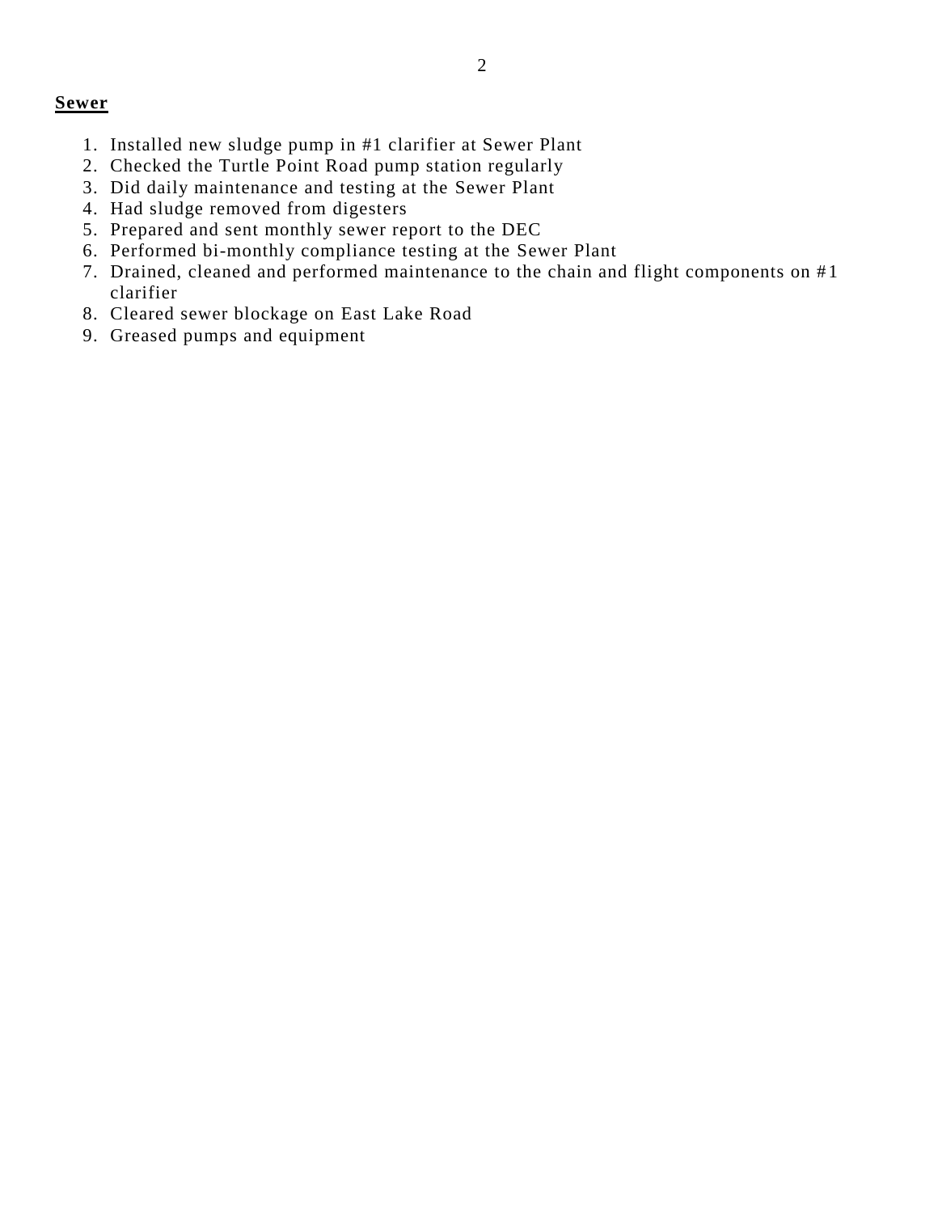**Sewer**

1. Installed new sludge pump in #1 clarifier at Sewer Plant
2. Checked the Turtle Point Road pump station regularly
3. Did daily maintenance and testing at the Sewer Plant
4. Had sludge removed from digesters
5. Prepared and sent monthly sewer report to the DEC
6. Performed bi-monthly compliance testing at the Sewer Plant
7. Drained, cleaned and performed maintenance to the chain and flight components on #1 clarifier
8. Cleared sewer blockage on East Lake Road
9. Greased pumps and equipment